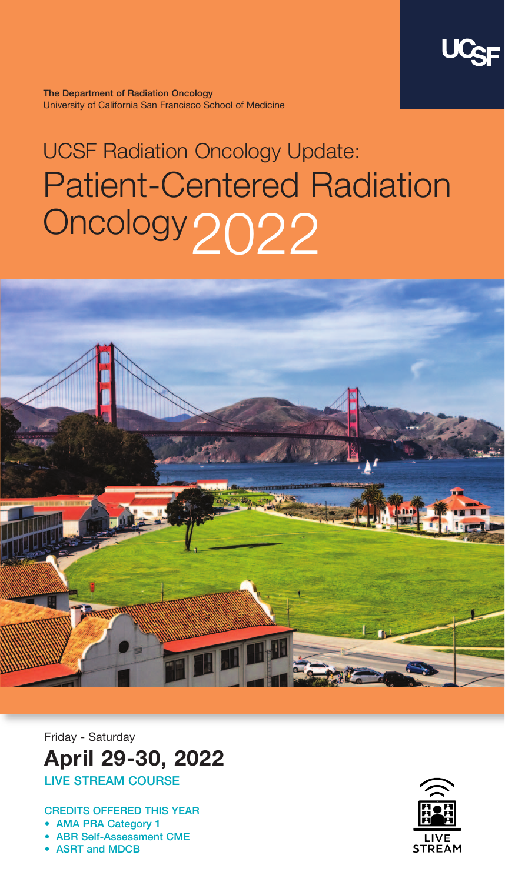UCSF

**The Department of Radiation Oncology**
University of California San Francisco School of Medicine

# UCSF Radiation Oncology Update: Patient-Centered Radiation Oncology 2022

Friday - Saturday

## April 29-30, 2022

LIVE STREAM COURSE

CREDITS OFFERED THIS YEAR

- AMA PRA Category 1
- ABR Self-Assessment CME
- ASRT and MDCB

LIVE STREAM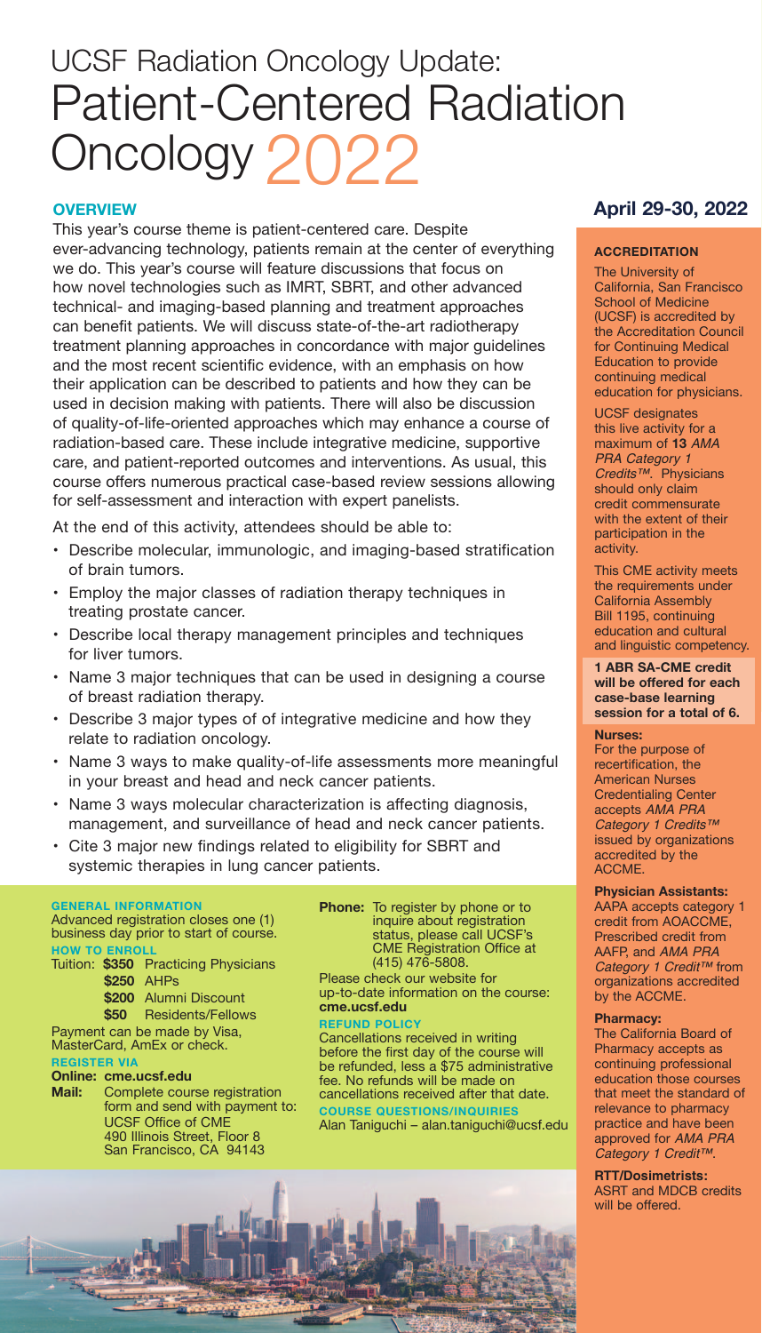# UCSF Radiation Oncology Update: Patient-Centered Radiation Oncology 2022

## April 29-30, 2022

### OVERVIEW

This year's course theme is patient-centered care. Despite ever-advancing technology, patients remain at the center of everything we do. This year's course will feature discussions that focus on how novel technologies such as IMRT, SBRT, and other advanced technical- and imaging-based planning and treatment approaches can benefit patients. We will discuss state-of-the-art radiotherapy treatment planning approaches in concordance with major guidelines and the most recent scientific evidence, with an emphasis on how their application can be described to patients and how they can be used in decision making with patients. There will also be discussion of quality-of-life-oriented approaches which may enhance a course of radiation-based care. These include integrative medicine, supportive care, and patient-reported outcomes and interventions. As usual, this course offers numerous practical case-based review sessions allowing for self-assessment and interaction with expert panelists.

At the end of this activity, attendees should be able to:

- Describe molecular, immunologic, and imaging-based stratification of brain tumors.
- Employ the major classes of radiation therapy techniques in treating prostate cancer.
- Describe local therapy management principles and techniques for liver tumors.
- Name 3 major techniques that can be used in designing a course of breast radiation therapy.
- Describe 3 major types of of integrative medicine and how they relate to radiation oncology.
- Name 3 ways to make quality-of-life assessments more meaningful in your breast and head and neck cancer patients.
- Name 3 ways molecular characterization is affecting diagnosis, management, and surveillance of head and neck cancer patients.
- Cite 3 major new findings related to eligibility for SBRT and systemic therapies in lung cancer patients.

### GENERAL INFORMATION

Advanced registration closes one (1) business day prior to start of course.

### HOW TO ENROLL

Tuition:
- **$350** Practicing Physicians
- **$250** AHPs
- **$200** Alumni Discount
- **$50** Residents/Fellows

Payment can be made by Visa, MasterCard, AmEx or check.

### REGISTER VIA

**Online: cme.ucsf.edu**

**Mail:** Complete course registration form and send with payment to: UCSF Office of CME, 490 Illinois Street, Floor 8, San Francisco, CA 94143

**Phone:** To register by phone or to inquire about registration status, please call UCSF's CME Registration Office at (415) 476-5808.

Please check our website for up-to-date information on the course: **cme.ucsf.edu**

### REFUND POLICY

Cancellations received in writing before the first day of the course will be refunded, less a $75 administrative fee. No refunds will be made on cancellations received after that date.

### COURSE QUESTIONS/INQUIRIES

Alan Taniguchi – alan.taniguchi@ucsf.edu

### ACCREDITATION

The University of California, San Francisco School of Medicine (UCSF) is accredited by the Accreditation Council for Continuing Medical Education to provide continuing medical education for physicians.

UCSF designates this live activity for a maximum of **13** *AMA PRA Category 1 Credits™*. Physicians should only claim credit commensurate with the extent of their participation in the activity.

This CME activity meets the requirements under California Assembly Bill 1195, continuing education and cultural and linguistic competency.

**1 ABR SA-CME credit will be offered for each case-base learning session for a total of 6.**

**Nurses:**
For the purpose of recertification, the American Nurses Credentialing Center accepts *AMA PRA Category 1 Credits™* issued by organizations accredited by the ACCME.

**Physician Assistants:**
AAPA accepts category 1 credit from AOACCME, Prescribed credit from AAFP, and *AMA PRA Category 1 Credit™* from organizations accredited by the ACCME.

**Pharmacy:**
The California Board of Pharmacy accepts as continuing professional education those courses that meet the standard of relevance to pharmacy practice and have been approved for *AMA PRA Category 1 Credit™*.

**RTT/Dosimetrists:**
ASRT and MDCB credits will be offered.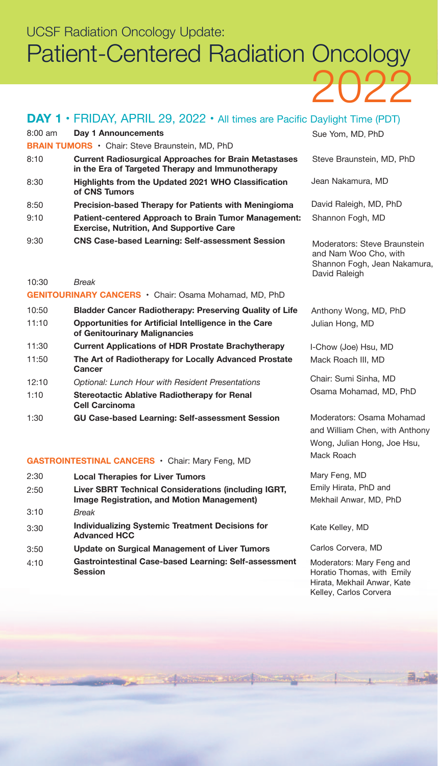UCSF Radiation Oncology Update:

# Patient-Centered Radiation Oncology 2022

## DAY 1 • FRIDAY, APRIL 29, 2022 • All times are Pacific Daylight Time (PDT)

| Time | Session | Speaker |
|---|---|---|
| 8:00 am | **Day 1 Announcements** | Sue Yom, MD, PhD |
| | **BRAIN TUMORS** • Chair: Steve Braunstein, MD, PhD | |
| 8:10 | **Current Radiosurgical Approaches for Brain Metastases in the Era of Targeted Therapy and Immunotherapy** | Steve Braunstein, MD, PhD |
| 8:30 | **Highlights from the Updated 2021 WHO Classification of CNS Tumors** | Jean Nakamura, MD |
| 8:50 | **Precision-based Therapy for Patients with Meningioma** | David Raleigh, MD, PhD |
| 9:10 | **Patient-centered Approach to Brain Tumor Management: Exercise, Nutrition, And Supportive Care** | Shannon Fogh, MD |
| 9:30 | **CNS Case-based Learning: Self-assessment Session** | Moderators: Steve Braunstein and Nam Woo Cho, with Shannon Fogh, Jean Nakamura, David Raleigh |
| 10:30 | *Break* | |
| | **GENITOURINARY CANCERS** • Chair: Osama Mohamad, MD, PhD | |
| 10:50 | **Bladder Cancer Radiotherapy: Preserving Quality of Life** | Anthony Wong, MD, PhD |
| 11:10 | **Opportunities for Artificial Intelligence in the Care of Genitourinary Malignancies** | Julian Hong, MD |
| 11:30 | **Current Applications of HDR Prostate Brachytherapy** | I-Chow (Joe) Hsu, MD |
| 11:50 | **The Art of Radiotherapy for Locally Advanced Prostate Cancer** | Mack Roach III, MD |
| 12:10 | *Optional: Lunch Hour with Resident Presentations* | Chair: Sumi Sinha, MD |
| 1:10 | **Stereotactic Ablative Radiotherapy for Renal Cell Carcinoma** | Osama Mohamad, MD, PhD |
| 1:30 | **GU Case-based Learning: Self-assessment Session** | Moderators: Osama Mohamad and William Chen, with Anthony Wong, Julian Hong, Joe Hsu, Mack Roach |
| | **GASTROINTESTINAL CANCERS** • Chair: Mary Feng, MD | |
| 2:30 | **Local Therapies for Liver Tumors** | Mary Feng, MD |
| 2:50 | **Liver SBRT Technical Considerations (including IGRT, Image Registration, and Motion Management)** | Emily Hirata, PhD and Mekhail Anwar, MD, PhD |
| 3:10 | *Break* | |
| 3:30 | **Individualizing Systemic Treatment Decisions for Advanced HCC** | Kate Kelley, MD |
| 3:50 | **Update on Surgical Management of Liver Tumors** | Carlos Corvera, MD |
| 4:10 | **Gastrointestinal Case-based Learning: Self-assessment Session** | Moderators: Mary Feng and Horatio Thomas, with Emily Hirata, Mekhail Anwar, Kate Kelley, Carlos Corvera |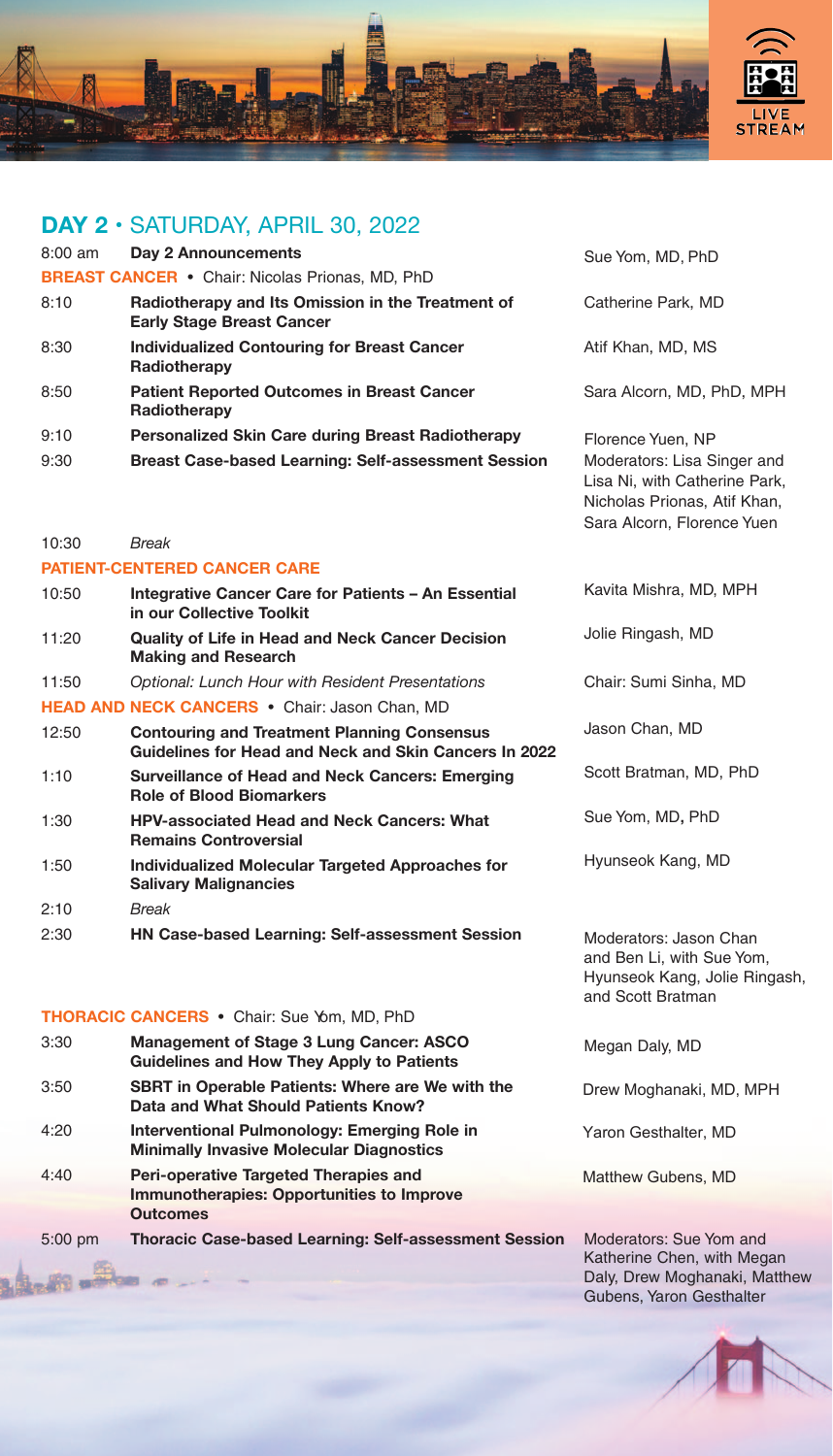LIVE STREAM

## DAY 2 • SATURDAY, APRIL 30, 2022

| Time | Session | Speaker |
|---|---|---|
| 8:00 am | **Day 2 Announcements** | Sue Yom, MD, PhD |
| | **BREAST CANCER** • Chair: Nicolas Prionas, MD, PhD | |
| 8:10 | **Radiotherapy and Its Omission in the Treatment of Early Stage Breast Cancer** | Catherine Park, MD |
| 8:30 | **Individualized Contouring for Breast Cancer Radiotherapy** | Atif Khan, MD, MS |
| 8:50 | **Patient Reported Outcomes in Breast Cancer Radiotherapy** | Sara Alcorn, MD, PhD, MPH |
| 9:10 | **Personalized Skin Care during Breast Radiotherapy** | Florence Yuen, NP |
| 9:30 | **Breast Case-based Learning: Self-assessment Session** | Moderators: Lisa Singer and Lisa Ni, with Catherine Park, Nicholas Prionas, Atif Khan, Sara Alcorn, Florence Yuen |
| 10:30 | *Break* | |
| | **PATIENT-CENTERED CANCER CARE** | |
| 10:50 | **Integrative Cancer Care for Patients – An Essential in our Collective Toolkit** | Kavita Mishra, MD, MPH |
| 11:20 | **Quality of Life in Head and Neck Cancer Decision Making and Research** | Jolie Ringash, MD |
| 11:50 | *Optional: Lunch Hour with Resident Presentations* | Chair: Sumi Sinha, MD |
| | **HEAD AND NECK CANCERS** • Chair: Jason Chan, MD | |
| 12:50 | **Contouring and Treatment Planning Consensus Guidelines for Head and Neck and Skin Cancers In 2022** | Jason Chan, MD |
| 1:10 | **Surveillance of Head and Neck Cancers: Emerging Role of Blood Biomarkers** | Scott Bratman, MD, PhD |
| 1:30 | **HPV-associated Head and Neck Cancers: What Remains Controversial** | Sue Yom, MD, PhD |
| 1:50 | **Individualized Molecular Targeted Approaches for Salivary Malignancies** | Hyunseok Kang, MD |
| 2:10 | *Break* | |
| 2:30 | **HN Case-based Learning: Self-assessment Session** | Moderators: Jason Chan and Ben Li, with Sue Yom, Hyunseok Kang, Jolie Ringash, and Scott Bratman |
| | **THORACIC CANCERS** • Chair: Sue Yom, MD, PhD | |
| 3:30 | **Management of Stage 3 Lung Cancer: ASCO Guidelines and How They Apply to Patients** | Megan Daly, MD |
| 3:50 | **SBRT in Operable Patients: Where are We with the Data and What Should Patients Know?** | Drew Moghanaki, MD, MPH |
| 4:20 | **Interventional Pulmonology: Emerging Role in Minimally Invasive Molecular Diagnostics** | Yaron Gesthalter, MD |
| 4:40 | **Peri-operative Targeted Therapies and Immunotherapies: Opportunities to Improve Outcomes** | Matthew Gubens, MD |
| 5:00 pm | **Thoracic Case-based Learning: Self-assessment Session** | Moderators: Sue Yom and Katherine Chen, with Megan Daly, Drew Moghanaki, Matthew Gubens, Yaron Gesthalter |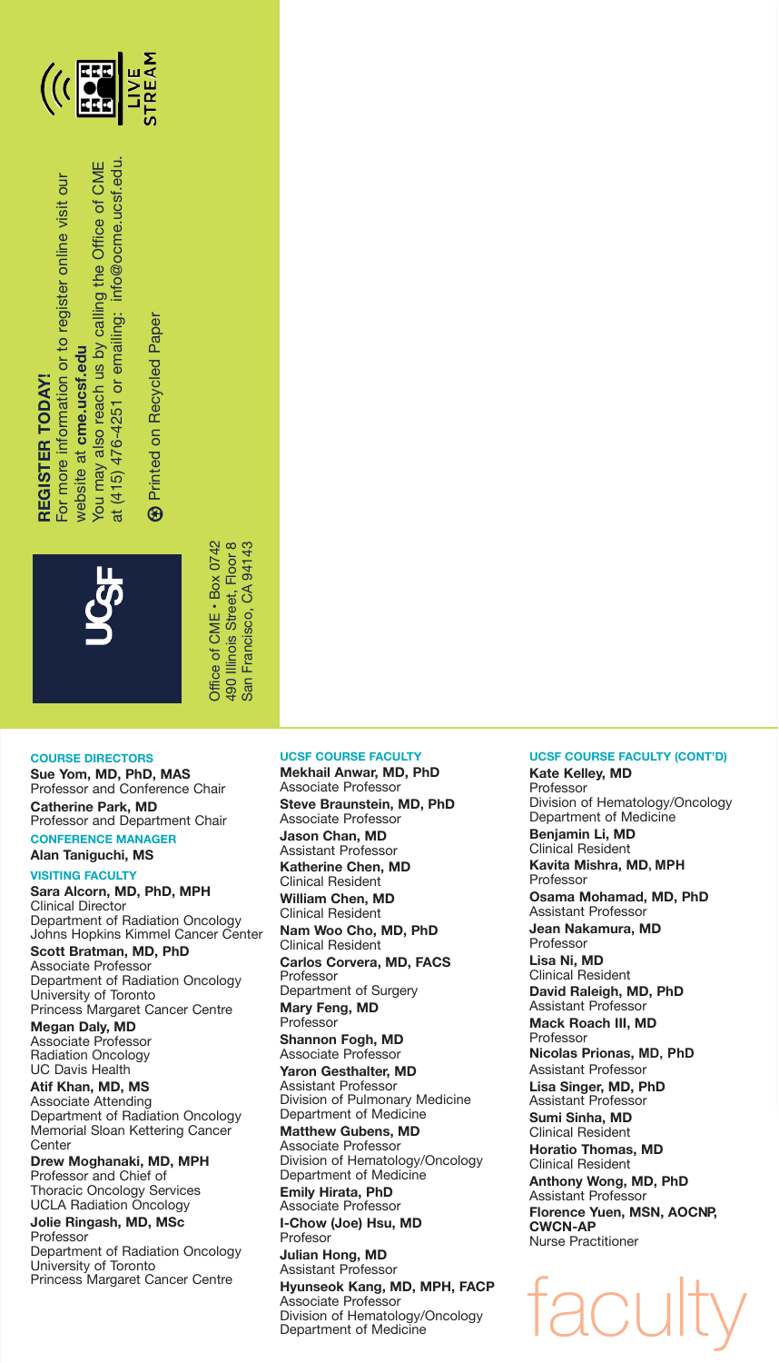**REGISTER TODAY!**
For more information or to register online visit our website at **cme.ucsf.edu**
You may also reach us by calling the Office of CME at (415) 476-4251 or emailing: info@ocme.ucsf.edu.

Printed on Recycled Paper

LIVE STREAM

UCSF

Office of CME • Box 0742
490 Illinois Street, Floor 8
San Francisco, CA 94143

# faculty

### COURSE DIRECTORS

**Sue Yom, MD, PhD, MAS**
Professor and Conference Chair

**Catherine Park, MD**
Professor and Department Chair

### CONFERENCE MANAGER

**Alan Taniguchi, MS**

### VISITING FACULTY

**Sara Alcorn, MD, PhD, MPH**
Clinical Director
Department of Radiation Oncology
Johns Hopkins Kimmel Cancer Center

**Scott Bratman, MD, PhD**
Associate Professor
Department of Radiation Oncology
University of Toronto
Princess Margaret Cancer Centre

**Megan Daly, MD**
Associate Professor
Radiation Oncology
UC Davis Health

**Atif Khan, MD, MS**
Associate Attending
Department of Radiation Oncology
Memorial Sloan Kettering Cancer Center

**Drew Moghanaki, MD, MPH**
Professor and Chief of
Thoracic Oncology Services
UCLA Radiation Oncology

**Jolie Ringash, MD, MSc**
Professor
Department of Radiation Oncology
University of Toronto
Princess Margaret Cancer Centre

### UCSF COURSE FACULTY

**Mekhail Anwar, MD, PhD**
Associate Professor

**Steve Braunstein, MD, PhD**
Associate Professor

**Jason Chan, MD**
Assistant Professor

**Katherine Chen, MD**
Clinical Resident

**William Chen, MD**
Clinical Resident

**Nam Woo Cho, MD, PhD**
Clinical Resident

**Carlos Corvera, MD, FACS**
Professor
Department of Surgery

**Mary Feng, MD**
Professor

**Shannon Fogh, MD**
Associate Professor

**Yaron Gesthalter, MD**
Assistant Professor
Division of Pulmonary Medicine
Department of Medicine

**Matthew Gubens, MD**
Associate Professor
Division of Hematology/Oncology
Department of Medicine

**Emily Hirata, PhD**
Associate Professor

**I-Chow (Joe) Hsu, MD**
Profesor

**Julian Hong, MD**
Assistant Professor

**Hyunseok Kang, MD, MPH, FACP**
Associate Professor
Division of Hematology/Oncology
Department of Medicine

### UCSF COURSE FACULTY (CONT'D)

**Kate Kelley, MD**
Professor
Division of Hematology/Oncology
Department of Medicine

**Benjamin Li, MD**
Clinical Resident

**Kavita Mishra, MD, MPH**
Professor

**Osama Mohamad, MD, PhD**
Assistant Professor

**Jean Nakamura, MD**
Professor

**Lisa Ni, MD**
Clinical Resident

**David Raleigh, MD, PhD**
Assistant Professor

**Mack Roach III, MD**
Professor

**Nicolas Prionas, MD, PhD**
Assistant Professor

**Lisa Singer, MD, PhD**
Assistant Professor

**Sumi Sinha, MD**
Clinical Resident

**Horatio Thomas, MD**
Clinical Resident

**Anthony Wong, MD, PhD**
Assistant Professor

**Florence Yuen, MSN, AOCNP, CWCN-AP**
Nurse Practitioner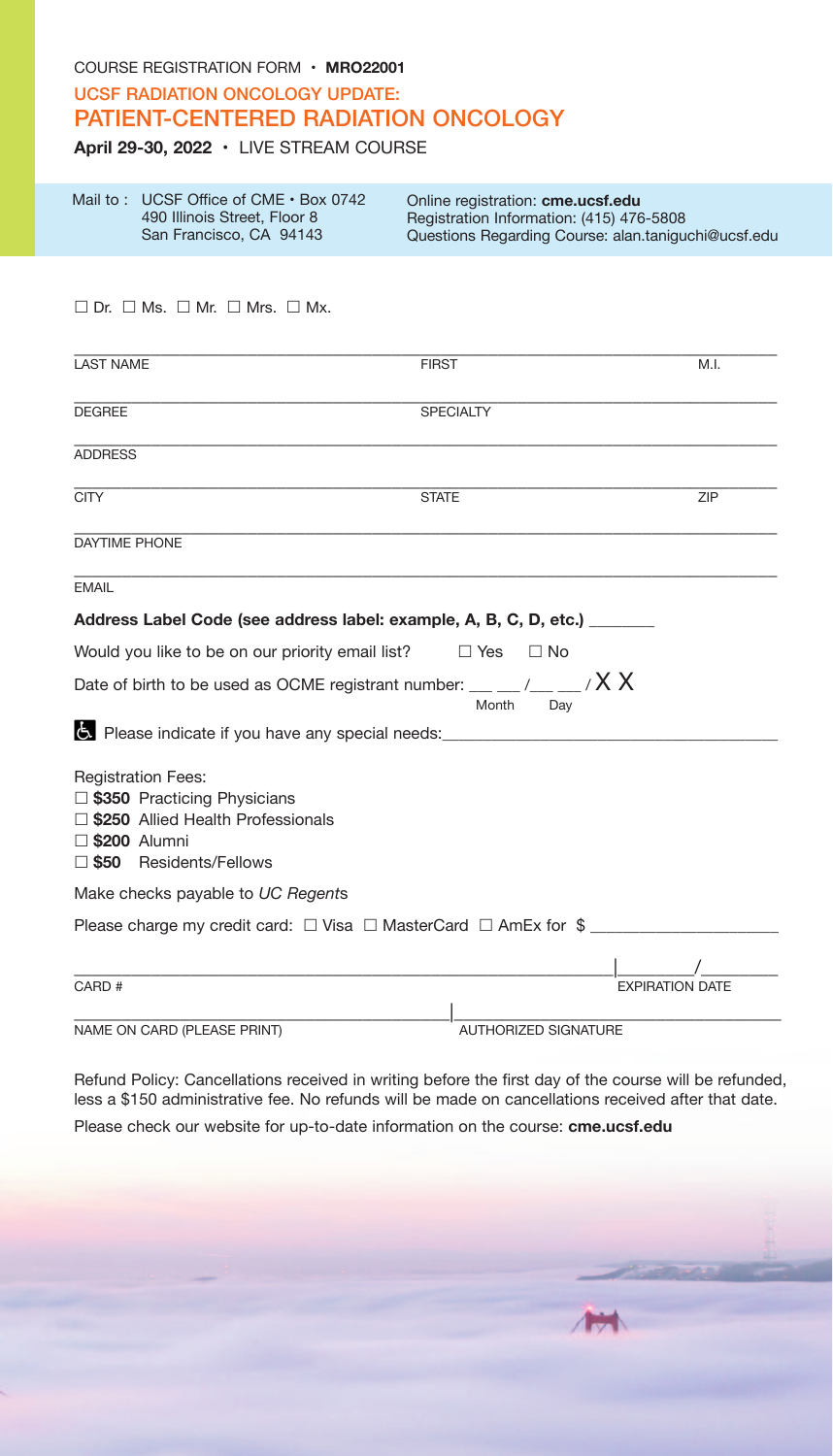COURSE REGISTRATION FORM • **MRO22001**

## UCSF RADIATION ONCOLOGY UPDATE:

# PATIENT-CENTERED RADIATION ONCOLOGY

**April 29-30, 2022** • LIVE STREAM COURSE

Mail to : UCSF Office of CME • Box 0742
490 Illinois Street, Floor 8
San Francisco, CA 94143

Online registration: **cme.ucsf.edu**
Registration Information: (415) 476-5808
Questions Regarding Course: alan.taniguchi@ucsf.edu

☐ Dr. ☐ Ms. ☐ Mr. ☐ Mrs. ☐ Mx.

LAST NAME ____________ FIRST ____________ M.I. ____

DEGREE ____________ SPECIALTY ____________

ADDRESS ____________

CITY ____________ STATE ____________ ZIP ____

DAYTIME PHONE ____________

EMAIL ____________

**Address Label Code (see address label: example, A, B, C, D, etc.)** _______

Would you like to be on our priority email list? ☐ Yes ☐ No

Date of birth to be used as OCME registrant number: __ __ / __ __ / X X
Month Day

Please indicate if you have any special needs: ____________

Registration Fees:

☐ **$350** Practicing Physicians
☐ **$250** Allied Health Professionals
☐ **$200** Alumni
☐ **$50** Residents/Fellows

Make checks payable to *UC Regents*

Please charge my credit card: ☐ Visa ☐ MasterCard ☐ AmEx for $ ____________

CARD # ____________ EXPIRATION DATE ____ / ____

NAME ON CARD (PLEASE PRINT) ____________ AUTHORIZED SIGNATURE ____________

Refund Policy: Cancellations received in writing before the first day of the course will be refunded, less a $150 administrative fee. No refunds will be made on cancellations received after that date.

Please check our website for up-to-date information on the course: **cme.ucsf.edu**